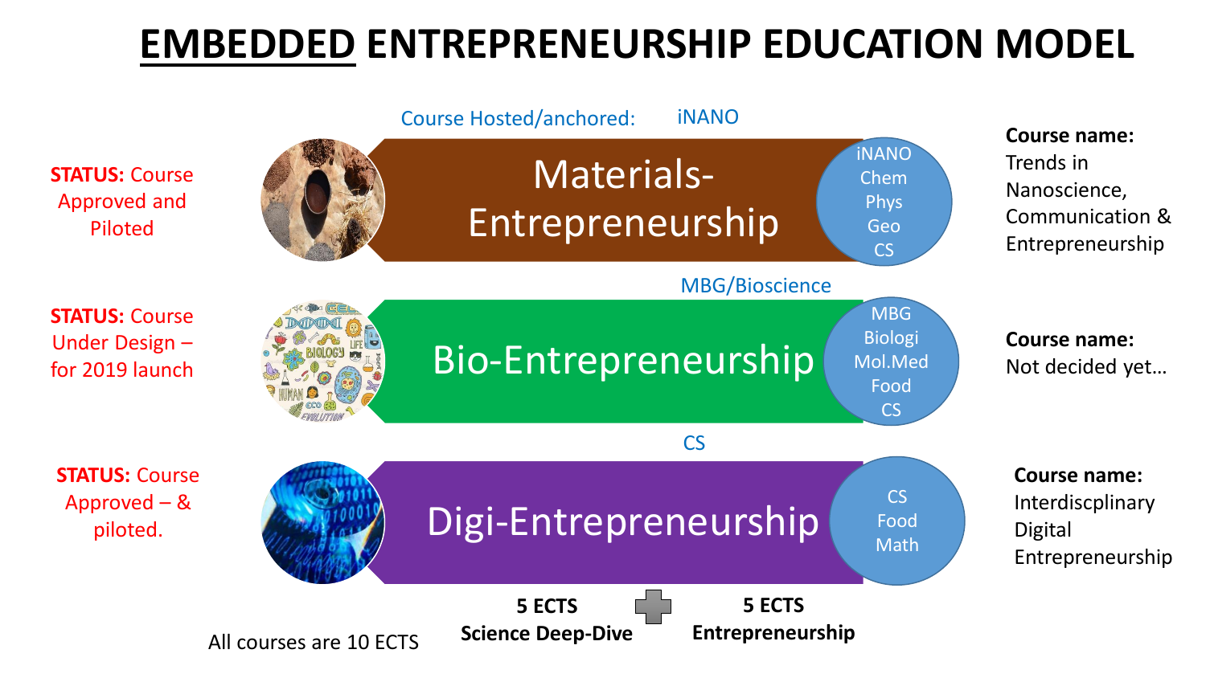# EMBEDDED ENTREPRENEURSHIP EDUCATION MODEL

Course Hosted/anchored: iNANO

**STATUS:** Course Approved and Piloted

## Materials-Entrepreneurship

iNANO
Chem
Phys
Geo
CS

**Course name:** Trends in Nanoscience, Communication & Entrepreneurship

MBG/Bioscience

**STATUS:** Course Under Design – for 2019 launch

## Bio-Entrepreneurship

MBG
Biologi
Mol.Med
Food
CS

**Course name:** Not decided yet…

CS

**STATUS:** Course Approved – & piloted.

## Digi-Entrepreneurship

CS
Food
Math

**Course name:** Interdiscplinary Digital Entrepreneurship

All courses are 10 ECTS

**5 ECTS Science Deep-Dive** + **5 ECTS Entrepreneurship**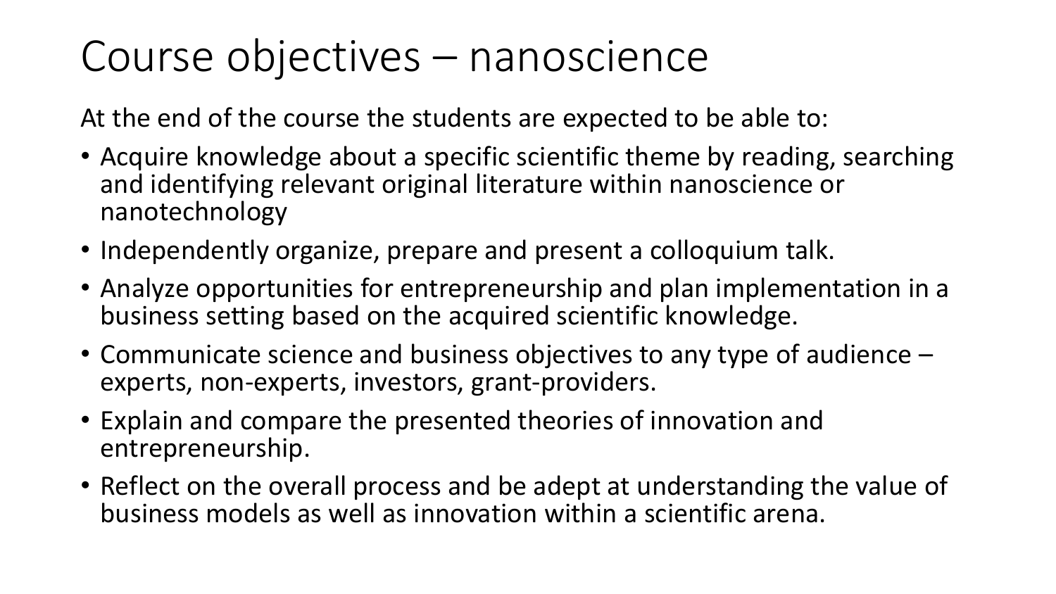# Course objectives – nanoscience

At the end of the course the students are expected to be able to:

- Acquire knowledge about a specific scientific theme by reading, searching and identifying relevant original literature within nanoscience or nanotechnology
- Independently organize, prepare and present a colloquium talk.
- Analyze opportunities for entrepreneurship and plan implementation in a business setting based on the acquired scientific knowledge.
- Communicate science and business objectives to any type of audience – experts, non-experts, investors, grant-providers.
- Explain and compare the presented theories of innovation and entrepreneurship.
- Reflect on the overall process and be adept at understanding the value of business models as well as innovation within a scientific arena.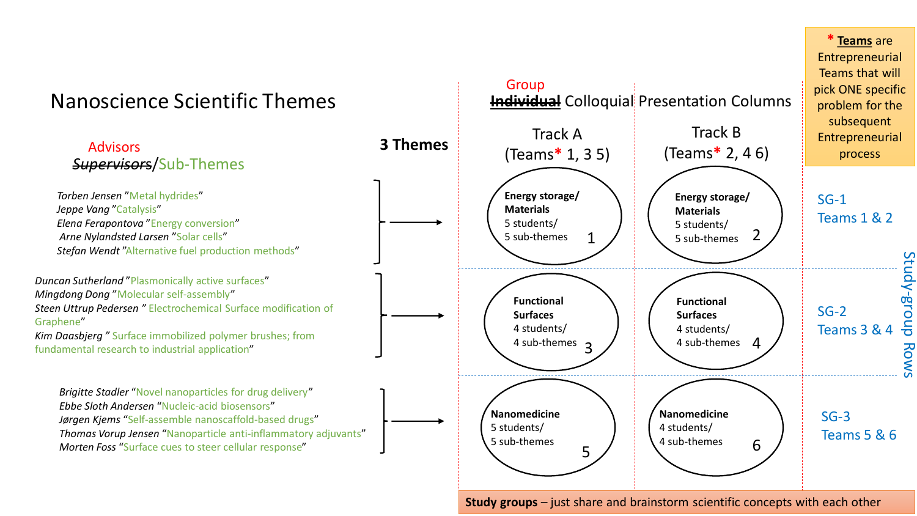# Nanoscience Scientific Themes

**Advisors** ~~Supervisors~~/Sub-Themes

**3 Themes**

### Energy storage/Materials

- *Torben Jensen* "Metal hydrides"
- *Jeppe Vang* "Catalysis"
- *Elena Ferapontova* "Energy conversion"
- *Arne Nylandsted Larsen* "Solar cells"
- *Stefan Wendt* "Alternative fuel production methods"

### Functional Surfaces

- *Duncan Sutherland* "Plasmonically active surfaces"
- *Mingdong Dong* "Molecular self-assembly"
- *Steen Uttrup Pedersen* " Electrochemical Surface modification of Graphene"
- *Kim Daasbjerg* " Surface immobilized polymer brushes; from fundamental research to industrial application"

### Nanomedicine

- *Brigitte Stadler* "Novel nanoparticles for drug delivery"
- *Ebbe Sloth Andersen* "Nucleic-acid biosensors"
- *Jørgen Kjems* "Self-assemble nanoscaffold-based drugs"
- *Thomas Vorup Jensen* "Nanoparticle anti-inflammatory adjuvants"
- *Morten Foss* "Surface cues to steer cellular response"

## Group ~~Individual~~ Colloquial Presentation Columns

| Theme | Track A (Teams* 1, 3 5) | Track B (Teams* 2, 4 6) | Study-group Rows |
|---|---|---|---|
| Energy storage/Materials | **Energy storage/ Materials** 5 students/ 5 sub-themes — 1 | **Energy storage/ Materials** 5 students/ 5 sub-themes — 2 | SG-1 Teams 1 & 2 |
| Functional Surfaces | **Functional Surfaces** 4 students/ 4 sub-themes — 3 | **Functional Surfaces** 4 students/ 4 sub-themes — 4 | SG-2 Teams 3 & 4 |
| Nanomedicine | **Nanomedicine** 5 students/ 5 sub-themes — 5 | **Nanomedicine** 4 students/ 4 sub-themes — 6 | SG-3 Teams 5 & 6 |

\* **Teams** are Entrepreneurial Teams that will pick ONE specific problem for the subsequent Entrepreneurial process

**Study groups** – just share and brainstorm scientific concepts with each other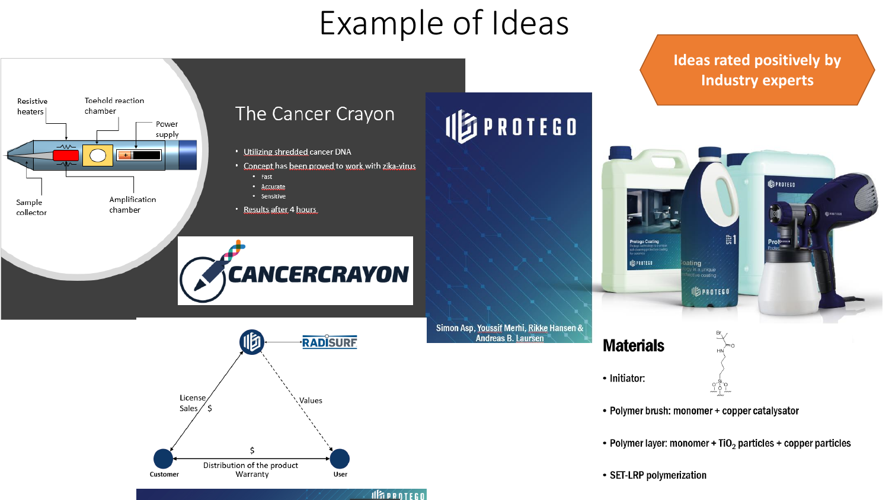# Example of Ideas

**Ideas rated positively by Industry experts**

## The Cancer Crayon

- Utilizing shredded cancer DNA
- Concept has been proved to work with zika-virus
  - Fast
  - Accurate
  - Sensitive
- Results after 4 hours

Resistive heaters

Toehold reaction chamber

Power supply

Sample collector

Amplification chamber

CANCERCRAYON

PROTEGO

Simon Asp, Youssif Merhi, Rikke Hansen & Andreas B. Laursen

RADISURF

License Sales $

Values

$

Distribution of the product

Warranty

Customer

User

## Materials

- Initiator:
- Polymer brush: monomer + copper catalysator
- Polymer layer: monomer + $TiO_2$ particles + copper particles
- SET-LRP polymerization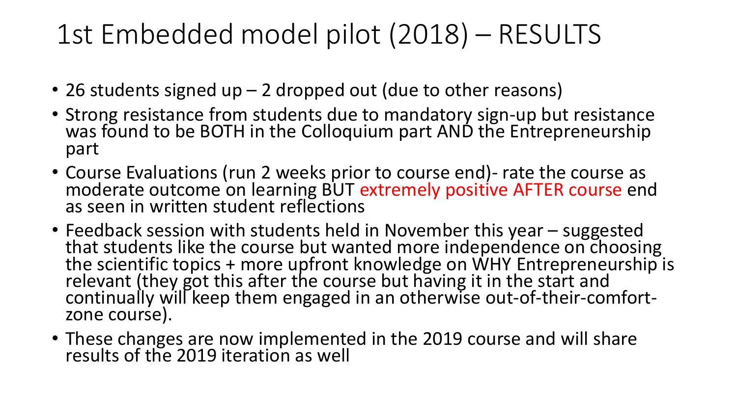# 1st Embedded model pilot (2018) – RESULTS

- 26 students signed up – 2 dropped out (due to other reasons)
- Strong resistance from students due to mandatory sign-up but resistance was found to be BOTH in the Colloquium part AND the Entrepreneurship part
- Course Evaluations (run 2 weeks prior to course end)- rate the course as moderate outcome on learning BUT extremely positive AFTER course end as seen in written student reflections
- Feedback session with students held in November this year – suggested that students like the course but wanted more independence on choosing the scientific topics + more upfront knowledge on WHY Entrepreneurship is relevant (they got this after the course but having it in the start and continually will keep them engaged in an otherwise out-of-their-comfort-zone course).
- These changes are now implemented in the 2019 course and will share results of the 2019 iteration as well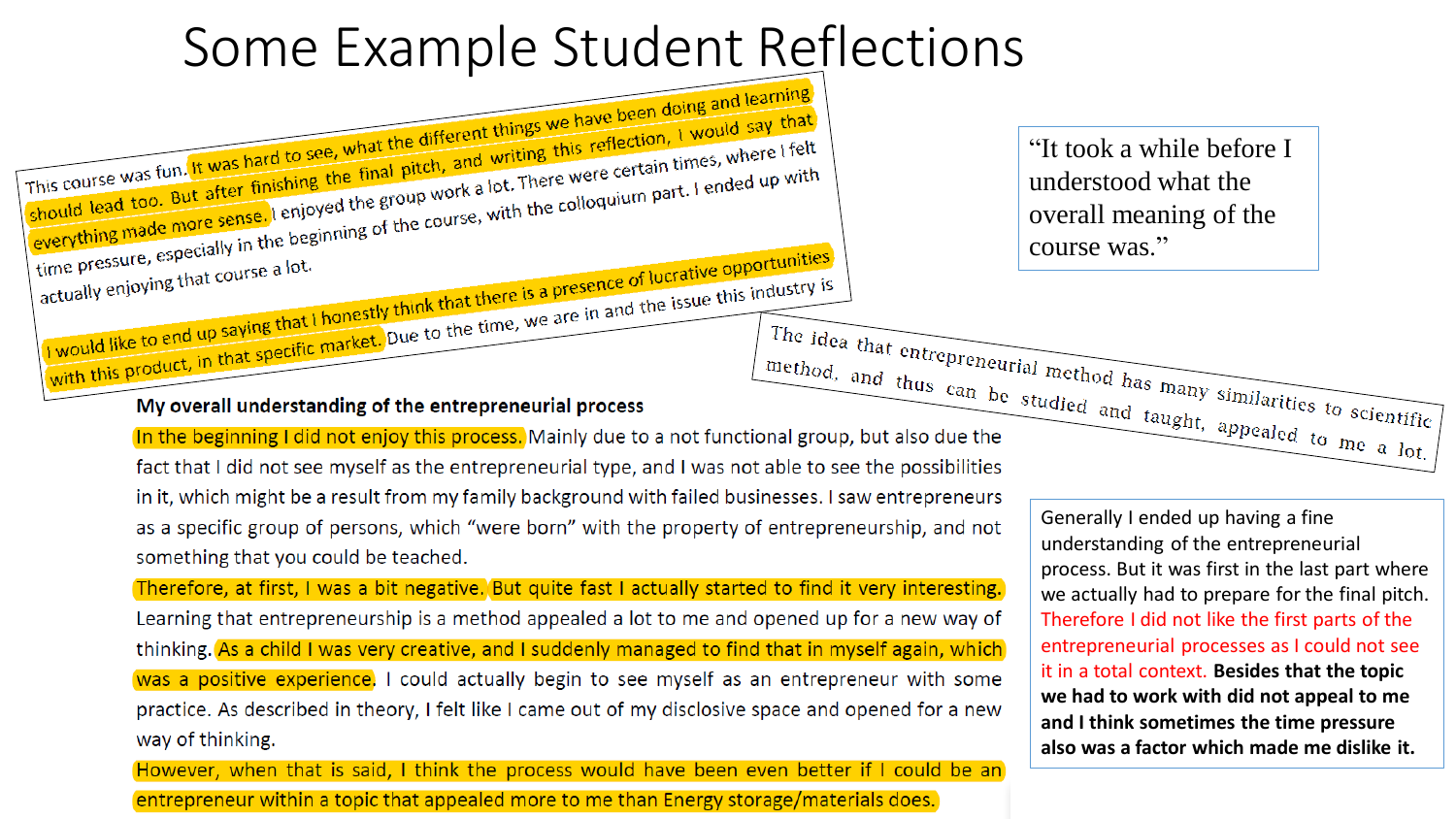# Some Example Student Reflections

This course was fun. It was hard to see, what the different things we have been doing and learning should lead too. But after finishing the final pitch, and writing this reflection, I would say that everything made more sense. I enjoyed the group work a lot. There were certain times, where I felt time pressure, especially in the beginning of the course, with the colloquium part. I ended up with actually enjoying that course a lot.

I would like to end up saying that I honestly think that there is a presence of lucrative opportunities with this product, in that specific market. Due to the time, we are in and the issue this industry is

"It took a while before I understood what the overall meaning of the course was."

The idea that entrepreneurial method has many similarities to scientific method, and thus can be studied and taught, appealed to me a lot.

**My overall understanding of the entrepreneurial process**

In the beginning I did not enjoy this process. Mainly due to a not functional group, but also due the fact that I did not see myself as the entrepreneurial type, and I was not able to see the possibilities in it, which might be a result from my family background with failed businesses. I saw entrepreneurs as a specific group of persons, which "were born" with the property of entrepreneurship, and not something that you could be teached.

Therefore, at first, I was a bit negative. But quite fast I actually started to find it very interesting. Learning that entrepreneurship is a method appealed a lot to me and opened up for a new way of thinking. As a child I was very creative, and I suddenly managed to find that in myself again, which was a positive experience. I could actually begin to see myself as an entrepreneur with some practice. As described in theory, I felt like I came out of my disclosive space and opened for a new way of thinking.

However, when that is said, I think the process would have been even better if I could be an entrepreneur within a topic that appealed more to me than Energy storage/materials does.

Generally I ended up having a fine understanding of the entrepreneurial process. But it was first in the last part where we actually had to prepare for the final pitch. Therefore I did not like the first parts of the entrepreneurial processes as I could not see it in a total context. **Besides that the topic we had to work with did not appeal to me and I think sometimes the time pressure also was a factor which made me dislike it.**